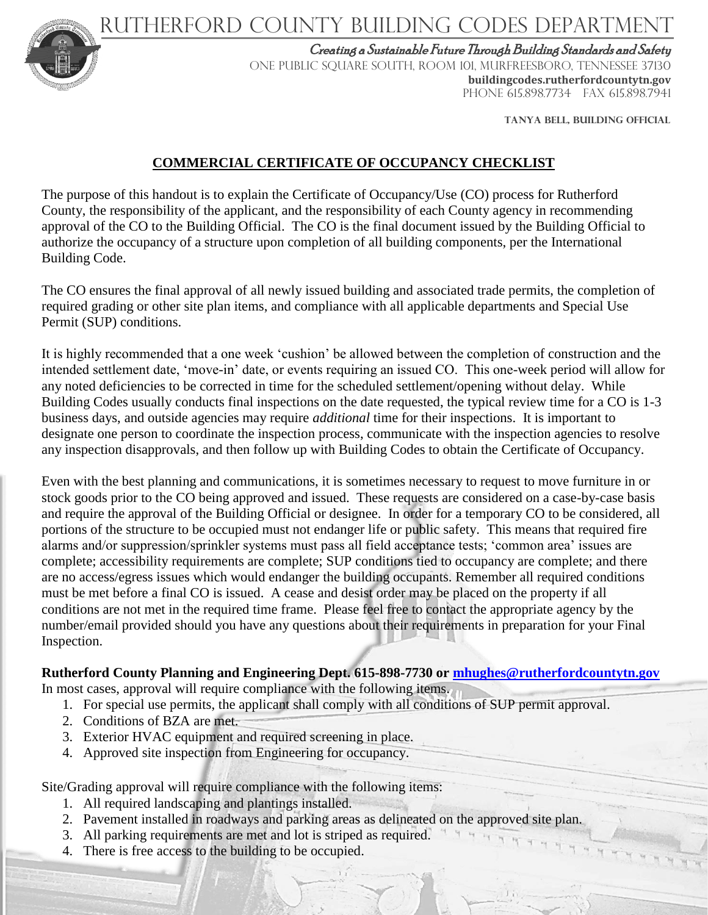# RUTHERFORD COUNTY BUILDING CODES DEPARTMENT

*Creating a Sustainable Future Through Building Standards and Safety*

ONE PUBLIC SQUARE SOUTH, ROOM 101, MURFREESBORO, TENNESSEE 37130

**buildingcodes.rutherfordcountytn.gov**

PHONE 615.898.7734 FAX 615.898.7941

**TANYA BELL, BUILDING OFFICIAL**

## COMMERCIAL CERTIFICATE OF OCCUPANCY CHECKLIST

The purpose of this handout is to explain the Certificate of Occupancy/Use (CO) process for Rutherford County, the responsibility of the applicant, and the responsibility of each County agency in recommending approval of the CO to the Building Official. The CO is the final document issued by the Building Official to authorize the occupancy of a structure upon completion of all building components, per the International Building Code.

The CO ensures the final approval of all newly issued building and associated trade permits, the completion of required grading or other site plan items, and compliance with all applicable departments and Special Use Permit (SUP) conditions.

It is highly recommended that a one week 'cushion' be allowed between the completion of construction and the intended settlement date, 'move-in' date, or events requiring an issued CO. This one-week period will allow for any noted deficiencies to be corrected in time for the scheduled settlement/opening without delay. While Building Codes usually conducts final inspections on the date requested, the typical review time for a CO is 1-3 business days, and outside agencies may require *additional* time for their inspections. It is important to designate one person to coordinate the inspection process, communicate with the inspection agencies to resolve any inspection disapprovals, and then follow up with Building Codes to obtain the Certificate of Occupancy.

Even with the best planning and communications, it is sometimes necessary to request to move furniture in or stock goods prior to the CO being approved and issued. These requests are considered on a case-by-case basis and require the approval of the Building Official or designee. In order for a temporary CO to be considered, all portions of the structure to be occupied must not endanger life or public safety. This means that required fire alarms and/or suppression/sprinkler systems must pass all field acceptance tests; 'common area' issues are complete; accessibility requirements are complete; SUP conditions tied to occupancy are complete; and there are no access/egress issues which would endanger the building occupants. Remember all required conditions must be met before a final CO is issued. A cease and desist order may be placed on the property if all conditions are not met in the required time frame. Please feel free to contact the appropriate agency by the number/email provided should you have any questions about their requirements in preparation for your Final Inspection.

**Rutherford County Planning and Engineering Dept. 615-898-7730 or mhughes@rutherfordcountytn.gov**

In most cases, approval will require compliance with the following items.

1. For special use permits, the applicant shall comply with all conditions of SUP permit approval.
2. Conditions of BZA are met.
3. Exterior HVAC equipment and required screening in place.
4. Approved site inspection from Engineering for occupancy.

Site/Grading approval will require compliance with the following items:

1. All required landscaping and plantings installed.
2. Pavement installed in roadways and parking areas as delineated on the approved site plan.
3. All parking requirements are met and lot is striped as required.
4. There is free access to the building to be occupied.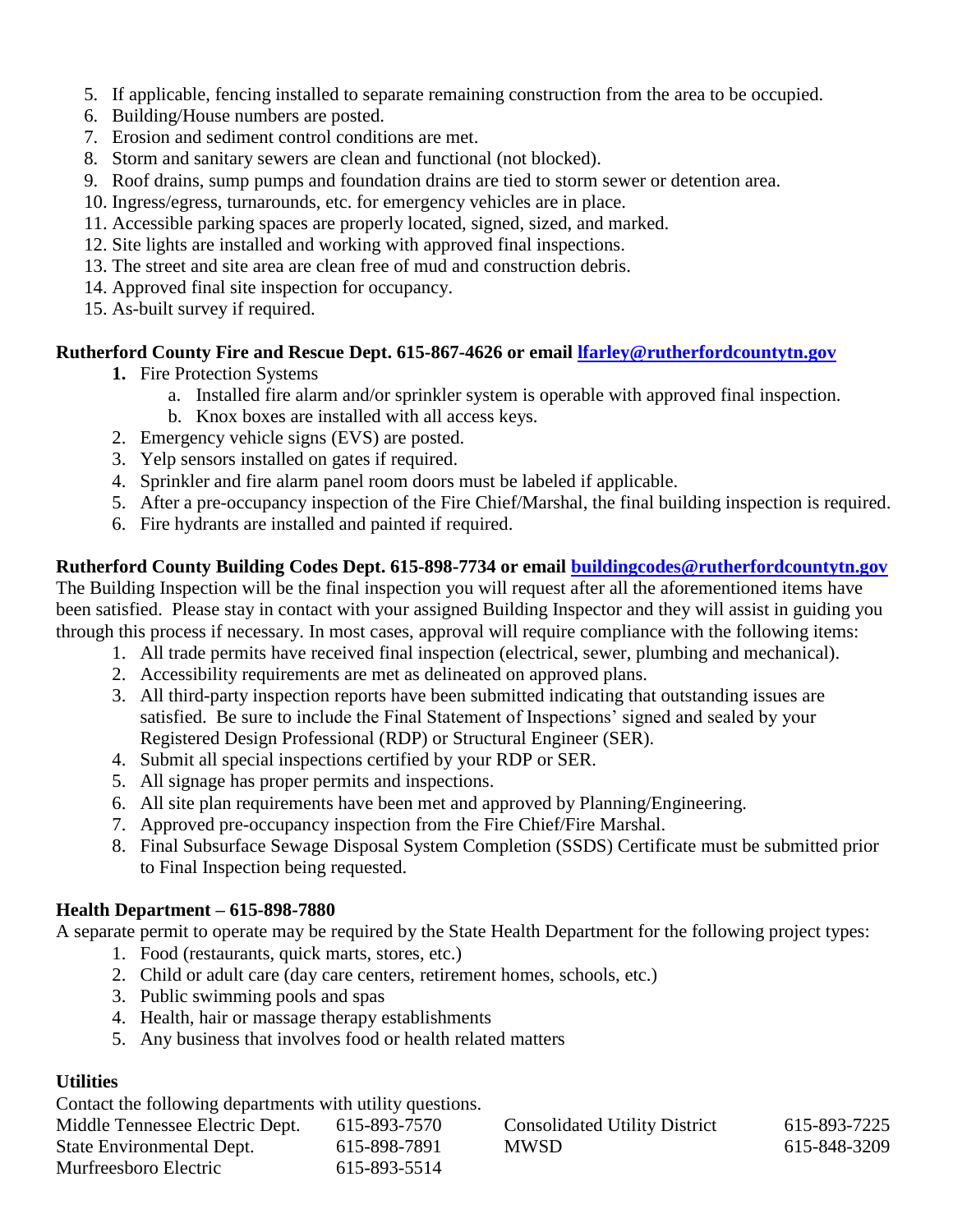5. If applicable, fencing installed to separate remaining construction from the area to be occupied.
6. Building/House numbers are posted.
7. Erosion and sediment control conditions are met.
8. Storm and sanitary sewers are clean and functional (not blocked).
9. Roof drains, sump pumps and foundation drains are tied to storm sewer or detention area.
10. Ingress/egress, turnarounds, etc. for emergency vehicles are in place.
11. Accessible parking spaces are properly located, signed, sized, and marked.
12. Site lights are installed and working with approved final inspections.
13. The street and site area are clean free of mud and construction debris.
14. Approved final site inspection for occupancy.
15. As-built survey if required.

**Rutherford County Fire and Rescue Dept. 615-867-4626 or email [lfarley@rutherfordcountytn.gov](mailto:lfarley@rutherfordcountytn.gov)**

1. Fire Protection Systems
   a. Installed fire alarm and/or sprinkler system is operable with approved final inspection.
   b. Knox boxes are installed with all access keys.
2. Emergency vehicle signs (EVS) are posted.
3. Yelp sensors installed on gates if required.
4. Sprinkler and fire alarm panel room doors must be labeled if applicable.
5. After a pre-occupancy inspection of the Fire Chief/Marshal, the final building inspection is required.
6. Fire hydrants are installed and painted if required.

**Rutherford County Building Codes Dept. 615-898-7734 or email [buildingcodes@rutherfordcountytn.gov](mailto:buildingcodes@rutherfordcountytn.gov)**

The Building Inspection will be the final inspection you will request after all the aforementioned items have been satisfied. Please stay in contact with your assigned Building Inspector and they will assist in guiding you through this process if necessary. In most cases, approval will require compliance with the following items:

1. All trade permits have received final inspection (electrical, sewer, plumbing and mechanical).
2. Accessibility requirements are met as delineated on approved plans.
3. All third-party inspection reports have been submitted indicating that outstanding issues are satisfied. Be sure to include the Final Statement of Inspections' signed and sealed by your Registered Design Professional (RDP) or Structural Engineer (SER).
4. Submit all special inspections certified by your RDP or SER.
5. All signage has proper permits and inspections.
6. All site plan requirements have been met and approved by Planning/Engineering.
7. Approved pre-occupancy inspection from the Fire Chief/Fire Marshal.
8. Final Subsurface Sewage Disposal System Completion (SSDS) Certificate must be submitted prior to Final Inspection being requested.

**Health Department – 615-898-7880**

A separate permit to operate may be required by the State Health Department for the following project types:

1. Food (restaurants, quick marts, stores, etc.)
2. Child or adult care (day care centers, retirement homes, schools, etc.)
3. Public swimming pools and spas
4. Health, hair or massage therapy establishments
5. Any business that involves food or health related matters

**Utilities**

Contact the following departments with utility questions.

| | | | |
|---|---|---|---|
| Middle Tennessee Electric Dept. | 615-893-7570 | Consolidated Utility District | 615-893-7225 |
| State Environmental Dept. | 615-898-7891 | MWSD | 615-848-3209 |
| Murfreesboro Electric | 615-893-5514 | | |